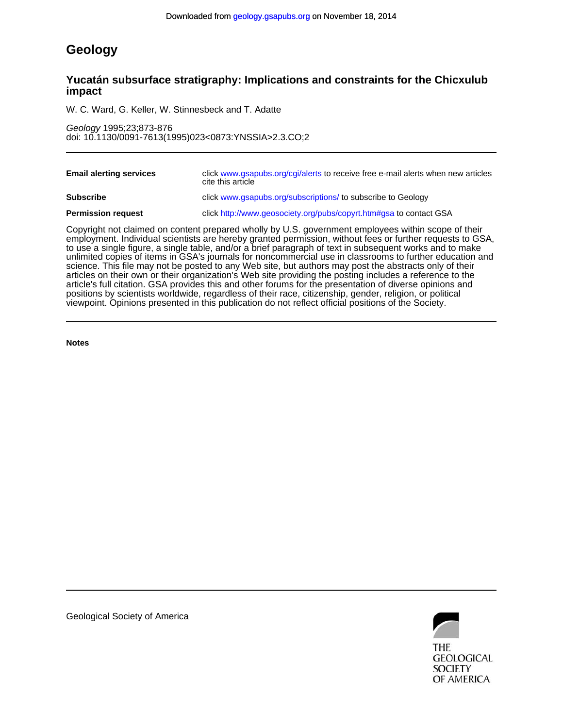Downloaded from geology.gsapubs.org on November 18, 2014

# Geology

## Yucatán subsurface stratigraphy: Implications and constraints for the Chicxulub impact

W. C. Ward, G. Keller, W. Stinnesbeck and T. Adatte

*Geology* 1995;23;873-876
doi: 10.1130/0091-7613(1995)023<0873:YNSSIA>2.3.CO;2

| | |
|---|---|
| **Email alerting services** | click www.gsapubs.org/cgi/alerts to receive free e-mail alerts when new articles cite this article |
| **Subscribe** | click www.gsapubs.org/subscriptions/ to subscribe to Geology |
| **Permission request** | click http://www.geosociety.org/pubs/copyrt.htm#gsa to contact GSA |

Copyright not claimed on content prepared wholly by U.S. government employees within scope of their employment. Individual scientists are hereby granted permission, without fees or further requests to GSA, to use a single figure, a single table, and/or a brief paragraph of text in subsequent works and to make unlimited copies of items in GSA's journals for noncommercial use in classrooms to further education and science. This file may not be posted to any Web site, but authors may post the abstracts only of their articles on their own or their organization's Web site providing the posting includes a reference to the article's full citation. GSA provides this and other forums for the presentation of diverse opinions and positions by scientists worldwide, regardless of their race, citizenship, gender, religion, or political viewpoint. Opinions presented in this publication do not reflect official positions of the Society.

**Notes**

Geological Society of America

THE GEOLOGICAL SOCIETY OF AMERICA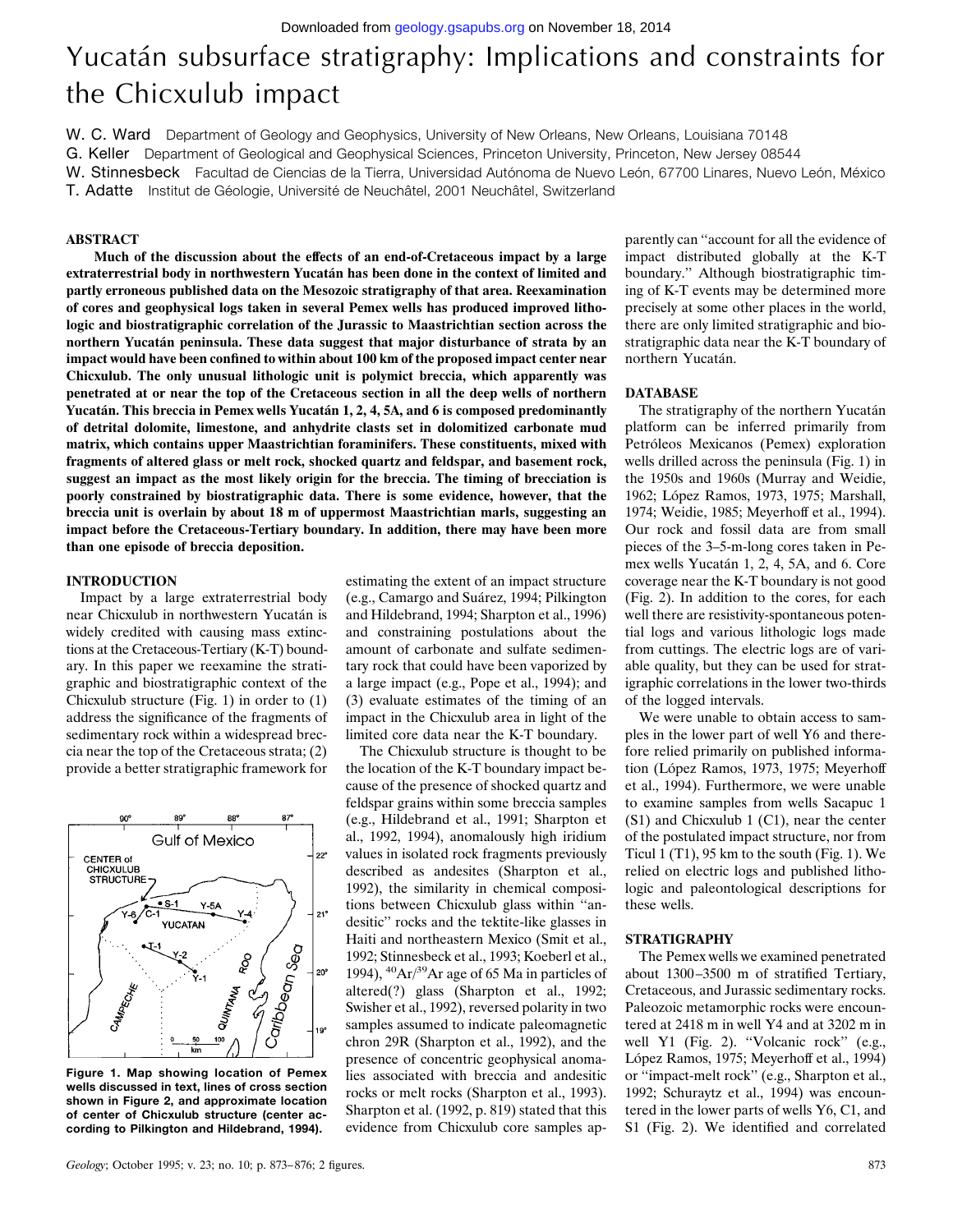Downloaded from geology.gsapubs.org on November 18, 2014

# Yucatán subsurface stratigraphy: Implications and constraints for the Chicxulub impact

W. C. Ward — Department of Geology and Geophysics, University of New Orleans, New Orleans, Louisiana 70148

G. Keller — Department of Geological and Geophysical Sciences, Princeton University, Princeton, New Jersey 08544

W. Stinnesbeck — Facultad de Ciencias de la Tierra, Universidad Autónoma de Nuevo León, 67700 Linares, Nuevo León, México

T. Adatte — Institut de Géologie, Université de Neuchâtel, 2001 Neuchâtel, Switzerland

## ABSTRACT

**Much of the discussion about the effects of an end-of-Cretaceous impact by a large extraterrestrial body in northwestern Yucatán has been done in the context of limited and partly erroneous published data on the Mesozoic stratigraphy of that area. Reexamination of cores and geophysical logs taken in several Pemex wells has produced improved lithologic and biostratigraphic correlation of the Jurassic to Maastrichtian section across the northern Yucatán peninsula. These data suggest that major disturbance of strata by an impact would have been confined to within about 100 km of the proposed impact center near Chicxulub. The only unusual lithologic unit is polymict breccia, which apparently was penetrated at or near the top of the Cretaceous section in all the deep wells of northern Yucatán. This breccia in Pemex wells Yucatán 1, 2, 4, 5A, and 6 is composed predominantly of detrital dolomite, limestone, and anhydrite clasts set in dolomitized carbonate mud matrix, which contains upper Maastrichtian foraminifers. These constituents, mixed with fragments of altered glass or melt rock, shocked quartz and feldspar, and basement rock, suggest an impact as the most likely origin for the breccia. The timing of brecciation is poorly constrained by biostratigraphic data. There is some evidence, however, that the breccia unit is overlain by about 18 m of uppermost Maastrichtian marls, suggesting an impact before the Cretaceous-Tertiary boundary. In addition, there may have been more than one episode of breccia deposition.**

## INTRODUCTION

Impact by a large extraterrestrial body near Chicxulub in northwestern Yucatán is widely credited with causing mass extinctions at the Cretaceous-Tertiary (K-T) boundary. In this paper we reexamine the stratigraphic and biostratigraphic context of the Chicxulub structure (Fig. 1) in order to (1) address the significance of the fragments of sedimentary rock within a widespread breccia near the top of the Cretaceous strata; (2) provide a better stratigraphic framework for estimating the extent of an impact structure (e.g., Camargo and Suárez, 1994; Pilkington and Hildebrand, 1994; Sharpton et al., 1996) and constraining postulations about the amount of carbonate and sulfate sedimentary rock that could have been vaporized by a large impact (e.g., Pope et al., 1994); and (3) evaluate estimates of the timing of an impact in the Chicxulub area in light of the limited core data near the K-T boundary.

Figure 1. Map showing location of Pemex wells discussed in text, lines of cross section shown in Figure 2, and approximate location of center of Chicxulub structure (center according to Pilkington and Hildebrand, 1994).

The Chicxulub structure is thought to be the location of the K-T boundary impact because of the presence of shocked quartz and feldspar grains within some breccia samples (e.g., Hildebrand et al., 1991; Sharpton et al., 1992, 1994), anomalously high iridium values in isolated rock fragments previously described as andesites (Sharpton et al., 1992), the similarity in chemical compositions between Chicxulub glass within "andesitic" rocks and the tektite-like glasses in Haiti and northeastern Mexico (Smit et al., 1992; Stinnesbeck et al., 1993; Koeberl et al., 1994), $^{40}Ar/^{39}Ar$ age of 65 Ma in particles of altered(?) glass (Sharpton et al., 1992; Swisher et al., 1992), reversed polarity in two samples assumed to indicate paleomagnetic chron 29R (Sharpton et al., 1992), and the presence of concentric geophysical anomalies associated with breccia and andesitic rocks or melt rocks (Sharpton et al., 1993). Sharpton et al. (1992, p. 819) stated that this evidence from Chicxulub core samples apparently can "account for all the evidence of impact distributed globally at the K-T boundary." Although biostratigraphic timing of K-T events may be determined more precisely at some other places in the world, there are only limited stratigraphic and biostratigraphic data near the K-T boundary of northern Yucatán.

## DATABASE

The stratigraphy of the northern Yucatán platform can be inferred primarily from Petróleos Mexicanos (Pemex) exploration wells drilled across the peninsula (Fig. 1) in the 1950s and 1960s (Murray and Weidie, 1962; López Ramos, 1973, 1975; Marshall, 1974; Weidie, 1985; Meyerhoff et al., 1994). Our rock and fossil data are from small pieces of the 3–5-m-long cores taken in Pemex wells Yucatán 1, 2, 4, 5A, and 6. Core coverage near the K-T boundary is not good (Fig. 2). In addition to the cores, for each well there are resistivity-spontaneous potential logs and various lithologic logs made from cuttings. The electric logs are of variable quality, but they can be used for stratigraphic correlations in the lower two-thirds of the logged intervals.

We were unable to obtain access to samples in the lower part of well Y6 and therefore relied primarily on published information (López Ramos, 1973, 1975; Meyerhoff et al., 1994). Furthermore, we were unable to examine samples from wells Sacapuc 1 (S1) and Chicxulub 1 (C1), near the center of the postulated impact structure, nor from Ticul 1 (T1), 95 km to the south (Fig. 1). We relied on electric logs and published lithologic and paleontological descriptions for these wells.

## STRATIGRAPHY

The Pemex wells we examined penetrated about 1300–3500 m of stratified Tertiary, Cretaceous, and Jurassic sedimentary rocks. Paleozoic metamorphic rocks were encountered at 2418 m in well Y4 and at 3202 m in well Y1 (Fig. 2). "Volcanic rock" (e.g., López Ramos, 1975; Meyerhoff et al., 1994) or "impact-melt rock" (e.g., Sharpton et al., 1992; Schuraytz et al., 1994) was encountered in the lower parts of wells Y6, C1, and S1 (Fig. 2). We identified and correlated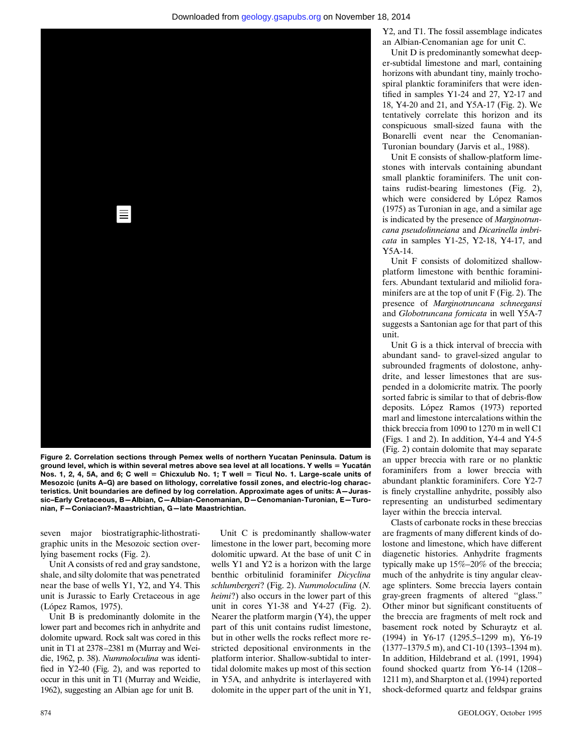Y2, and T1. The fossil assemblage indicates an Albian-Cenomanian age for unit C.

Unit D is predominantly somewhat deeper-subtidal limestone and marl, containing horizons with abundant tiny, mainly trochospiral planktic foraminifers that were identified in samples Y1-24 and 27, Y2-17 and 18, Y4-20 and 21, and Y5A-17 (Fig. 2). We tentatively correlate this horizon and its conspicuous small-sized fauna with the Bonarelli event near the Cenomanian-Turonian boundary (Jarvis et al., 1988).

Unit E consists of shallow-platform limestones with intervals containing abundant small planktic foraminifers. The unit contains rudist-bearing limestones (Fig. 2), which were considered by López Ramos (1975) as Turonian in age, and a similar age is indicated by the presence of *Marginotruncana pseudolinneiana* and *Dicarinella imbricata* in samples Y1-25, Y2-18, Y4-17, and Y5A-14.

Unit F consists of dolomitized shallow-platform limestone with benthic foraminifers. Abundant textularid and miliolid foraminifers are at the top of unit F (Fig. 2). The presence of *Marginotruncana schneegansi* and *Globotruncana fornicata* in well Y5A-7 suggests a Santonian age for that part of this unit.

Unit G is a thick interval of breccia with abundant sand- to gravel-sized angular to subrounded fragments of dolostone, anhydrite, and lesser limestones that are suspended in a dolomicrite matrix. The poorly sorted fabric is similar to that of debris-flow deposits. López Ramos (1973) reported marl and limestone intercalations within the thick breccia from 1090 to 1270 m in well C1 (Figs. 1 and 2). In addition, Y4-4 and Y4-5 (Fig. 2) contain dolomite that may separate an upper breccia with rare or no planktic foraminifers from a lower breccia with abundant planktic foraminifers. Core Y2-7 is finely crystalline anhydrite, possibly also representing an undisturbed sedimentary layer within the breccia interval.

Clasts of carbonate rocks in these breccias are fragments of many different kinds of dolostone and limestone, which have different diagenetic histories. Anhydrite fragments typically make up 15%–20% of the breccia; much of the anhydrite is tiny angular cleavage splinters. Some breccia layers contain gray-green fragments of altered "glass." Other minor but significant constituents of the breccia are fragments of melt rock and basement rock noted by Schuraytz et al. (1994) in Y6-17 (1295.5–1299 m), Y6-19 (1377–1379.5 m), and C1-10 (1393–1394 m). In addition, Hildebrand et al. (1991, 1994) found shocked quartz from Y6-14 (1208–1211 m), and Sharpton et al. (1994) reported shock-deformed quartz and feldspar grains

**Figure 2. Correlation sections through Pemex wells of northern Yucatan Peninsula. Datum is ground level, which is within several metres above sea level at all locations. Y wells = Yucatán Nos. 1, 2, 4, 5A, and 6; C well = Chicxulub No. 1; T well = Ticul No. 1. Large-scale units of Mesozoic (units A–G) are based on lithology, correlative fossil zones, and electric-log characteristics. Unit boundaries are defined by log correlation. Approximate ages of units: A—Jurassic–Early Cretaceous, B—Albian, C—Albian-Cenomanian, D—Cenomanian-Turonian, E—Turonian, F—Coniacian?-Maastrichtian, G—late Maastrichtian.**

seven major biostratigraphic-lithostratigraphic units in the Mesozoic section overlying basement rocks (Fig. 2).

Unit A consists of red and gray sandstone, shale, and silty dolomite that was penetrated near the base of wells Y1, Y2, and Y4. This unit is Jurassic to Early Cretaceous in age (López Ramos, 1975).

Unit B is predominantly dolomite in the lower part and becomes rich in anhydrite and dolomite upward. Rock salt was cored in this unit in T1 at 2378–2381 m (Murray and Weidie, 1962, p. 38). *Nummoloculina* was identified in Y2-40 (Fig. 2), and was reported to occur in this unit in T1 (Murray and Weidie, 1962), suggesting an Albian age for unit B.

Unit C is predominantly shallow-water limestone in the lower part, becoming more dolomitic upward. At the base of unit C in wells Y1 and Y2 is a horizon with the large benthic orbitulinid foraminifer *Dicyclina schlumbergeri*? (Fig. 2). *Nummoloculina* (*N. heimi*?) also occurs in the lower part of this unit in cores Y1-38 and Y4-27 (Fig. 2). Nearer the platform margin (Y4), the upper part of this unit contains rudist limestone, but in other wells the rocks reflect more restricted depositional environments in the platform interior. Shallow-subtidal to intertidal dolomite makes up most of this section in Y5A, and anhydrite is interlayered with dolomite in the upper part of the unit in Y1,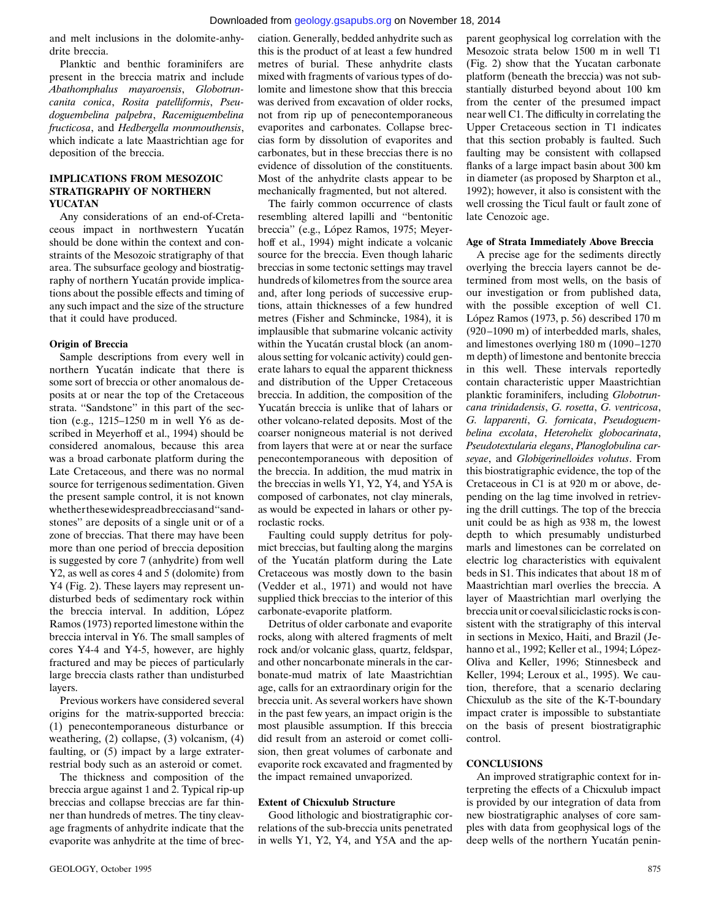and melt inclusions in the dolomite-anhydrite breccia.

Planktic and benthic foraminifers are present in the breccia matrix and include *Abathomphalus mayaroensis*, *Globotruncanita conica*, *Rosita patelliformis*, *Pseudoguembelina palpebra*, *Racemiguembelina fructicosa*, and *Hedbergella monmouthensis*, which indicate a late Maastrichtian age for deposition of the breccia.

## IMPLICATIONS FROM MESOZOIC STRATIGRAPHY OF NORTHERN YUCATAN

Any considerations of an end-of-Cretaceous impact in northwestern Yucatán should be done within the context and constraints of the Mesozoic stratigraphy of that area. The subsurface geology and biostratigraphy of northern Yucatán provide implications about the possible effects and timing of any such impact and the size of the structure that it could have produced.

### Origin of Breccia

Sample descriptions from every well in northern Yucatán indicate that there is some sort of breccia or other anomalous deposits at or near the top of the Cretaceous strata. "Sandstone" in this part of the section (e.g., 1215–1250 m in well Y6 as described in Meyerhoff et al., 1994) should be considered anomalous, because this area was a broad carbonate platform during the Late Cretaceous, and there was no normal source for terrigenous sedimentation. Given the present sample control, it is not known whether these widespread breccias and "sandstones" are deposits of a single unit or of a zone of breccias. That there may have been more than one period of breccia deposition is suggested by core 7 (anhydrite) from well Y2, as well as cores 4 and 5 (dolomite) from Y4 (Fig. 2). These layers may represent undisturbed beds of sedimentary rock within the breccia interval. In addition, López Ramos (1973) reported limestone within the breccia interval in Y6. The small samples of cores Y4-4 and Y4-5, however, are highly fractured and may be pieces of particularly large breccia clasts rather than undisturbed layers.

Previous workers have considered several origins for the matrix-supported breccia: (1) penecontemporaneous disturbance or weathering, (2) collapse, (3) volcanism, (4) faulting, or (5) impact by a large extraterrestrial body such as an asteroid or comet.

The thickness and composition of the breccia argue against 1 and 2. Typical rip-up breccias and collapse breccias are far thinner than hundreds of metres. The tiny cleavage fragments of anhydrite indicate that the evaporite was anhydrite at the time of brecciation. Generally, bedded anhydrite such as this is the product of at least a few hundred metres of burial. These anhydrite clasts mixed with fragments of various types of dolomite and limestone show that this breccia was derived from excavation of older rocks, not from rip up of penecontemporaneous evaporites and carbonates. Collapse breccias form by dissolution of evaporites and carbonates, but in these breccias there is no evidence of dissolution of the constituents. Most of the anhydrite clasts appear to be mechanically fragmented, but not altered.

The fairly common occurrence of clasts resembling altered lapilli and "bentonitic breccia" (e.g., López Ramos, 1975; Meyerhoff et al., 1994) might indicate a volcanic source for the breccia. Even though laharic breccias in some tectonic settings may travel hundreds of kilometres from the source area and, after long periods of successive eruptions, attain thicknesses of a few hundred metres (Fisher and Schmincke, 1984), it is implausible that submarine volcanic activity within the Yucatán crustal block (an anomalous setting for volcanic activity) could generate lahars to equal the apparent thickness and distribution of the Upper Cretaceous breccia. In addition, the composition of the Yucatán breccia is unlike that of lahars or other volcano-related deposits. Most of the coarser nonigneous material is not derived from layers that were at or near the surface penecontemporaneous with deposition of the breccia. In addition, the mud matrix in the breccias in wells Y1, Y2, Y4, and Y5A is composed of carbonates, not clay minerals, as would be expected in lahars or other pyroclastic rocks.

Faulting could supply detritus for polymict breccias, but faulting along the margins of the Yucatán platform during the Late Cretaceous was mostly down to the basin (Vedder et al., 1971) and would not have supplied thick breccias to the interior of this carbonate-evaporite platform.

Detritus of older carbonate and evaporite rocks, along with altered fragments of melt rock and/or volcanic glass, quartz, feldspar, and other noncarbonate minerals in the carbonate-mud matrix of late Maastrichtian age, calls for an extraordinary origin for the breccia unit. As several workers have shown in the past few years, an impact origin is the most plausible assumption. If this breccia did result from an asteroid or comet collision, then great volumes of carbonate and evaporite rock excavated and fragmented by the impact remained unvaporized.

### Extent of Chicxulub Structure

Good lithologic and biostratigraphic correlations of the sub-breccia units penetrated in wells Y1, Y2, Y4, and Y5A and the apparent geophysical log correlation with the Mesozoic strata below 1500 m in well T1 (Fig. 2) show that the Yucatan carbonate platform (beneath the breccia) was not substantially disturbed beyond about 100 km from the center of the presumed impact near well C1. The difficulty in correlating the Upper Cretaceous section in T1 indicates that this section probably is faulted. Such faulting may be consistent with collapsed flanks of a large impact basin about 300 km in diameter (as proposed by Sharpton et al., 1992); however, it also is consistent with the well crossing the Ticul fault or fault zone of late Cenozoic age.

### Age of Strata Immediately Above Breccia

A precise age for the sediments directly overlying the breccia layers cannot be determined from most wells, on the basis of our investigation or from published data, with the possible exception of well C1. López Ramos (1973, p. 56) described 170 m (920–1090 m) of interbedded marls, shales, and limestones overlying 180 m (1090–1270 m depth) of limestone and bentonite breccia in this well. These intervals reportedly contain characteristic upper Maastrichtian planktic foraminifers, including *Globotruncana trinidadensis*, *G. rosetta*, *G. ventricosa*, *G. lapparenti*, *G. fornicata*, *Pseudoguembelina excolata*, *Heterohelix globocarinata*, *Pseudotextularia elegans*, *Planoglobulina carseyae*, and *Globigerinelloides volutus*. From this biostratigraphic evidence, the top of the Cretaceous in C1 is at 920 m or above, depending on the lag time involved in retrieving the drill cuttings. The top of the breccia unit could be as high as 938 m, the lowest depth to which presumably undisturbed marls and limestones can be correlated on electric log characteristics with equivalent beds in S1. This indicates that about 18 m of Maastrichtian marl overlies the breccia. A layer of Maastrichtian marl overlying the breccia unit or coeval siliciclastic rocks is consistent with the stratigraphy of this interval in sections in Mexico, Haiti, and Brazil (Jehanno et al., 1992; Keller et al., 1994; López-Oliva and Keller, 1996; Stinnesbeck and Keller, 1994; Leroux et al., 1995). We caution, therefore, that a scenario declaring Chicxulub as the site of the K-T-boundary impact crater is impossible to substantiate on the basis of present biostratigraphic control.

## CONCLUSIONS

An improved stratigraphic context for interpreting the effects of a Chicxulub impact is provided by our integration of data from new biostratigraphic analyses of core samples with data from geophysical logs of the deep wells of the northern Yucatán penin-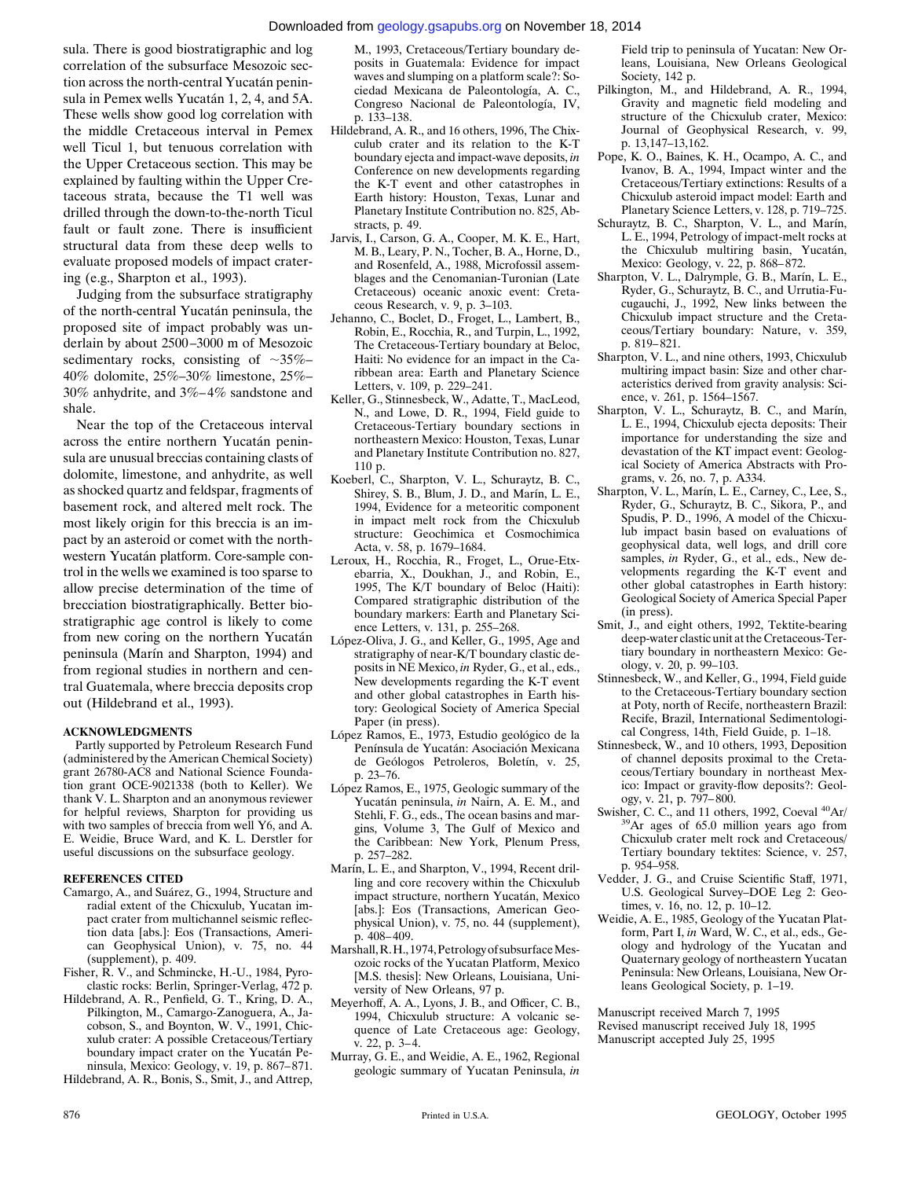sula. There is good biostratigraphic and log correlation of the subsurface Mesozoic section across the north-central Yucatán peninsula in Pemex wells Yucatán 1, 2, 4, and 5A. These wells show good log correlation with the middle Cretaceous interval in Pemex well Ticul 1, but tenuous correlation with the Upper Cretaceous section. This may be explained by faulting within the Upper Cretaceous strata, because the T1 well was drilled through the down-to-the-north Ticul fault or fault zone. There is insufficient structural data from these deep wells to evaluate proposed models of impact cratering (e.g., Sharpton et al., 1993).

Judging from the subsurface stratigraphy of the north-central Yucatán peninsula, the proposed site of impact probably was underlain by about 2500–3000 m of Mesozoic sedimentary rocks, consisting of ~35%–40% dolomite, 25%–30% limestone, 25%–30% anhydrite, and 3%–4% sandstone and shale.

Near the top of the Cretaceous interval across the entire northern Yucatán peninsula are unusual breccias containing clasts of dolomite, limestone, and anhydrite, as well as shocked quartz and feldspar, fragments of basement rock, and altered melt rock. The most likely origin for this breccia is an impact by an asteroid or comet with the northwestern Yucatán platform. Core-sample control in the wells we examined is too sparse to allow precise determination of the time of brecciation biostratigraphically. Better biostratigraphic age control is likely to come from new coring on the northern Yucatán peninsula (Marín and Sharpton, 1994) and from regional studies in northern and central Guatemala, where breccia deposits crop out (Hildebrand et al., 1993).

## ACKNOWLEDGMENTS

Partly supported by Petroleum Research Fund (administered by the American Chemical Society) grant 26780-AC8 and National Science Foundation grant OCE-9021338 (both to Keller). We thank V. L. Sharpton and an anonymous reviewer for helpful reviews, Sharpton for providing us with two samples of breccia from well Y6, and A. E. Weidie, Bruce Ward, and K. L. Derstler for useful discussions on the subsurface geology.

## REFERENCES CITED

Camargo, A., and Suárez, G., 1994, Structure and radial extent of the Chicxulub, Yucatan impact crater from multichannel seismic reflection data [abs.]: Eos (Transactions, American Geophysical Union), v. 75, no. 44 (supplement), p. 409.

Fisher, R. V., and Schmincke, H.-U., 1984, Pyroclastic rocks: Berlin, Springer-Verlag, 472 p.

Hildebrand, A. R., Penfield, G. T., Kring, D. A., Pilkington, M., Camargo-Zanoguera, A., Jacobson, S., and Boynton, W. V., 1991, Chicxulub crater: A possible Cretaceous/Tertiary boundary impact crater on the Yucatán Peninsula, Mexico: Geology, v. 19, p. 867–871.

Hildebrand, A. R., Bonis, S., Smit, J., and Attrep, M., 1993, Cretaceous/Tertiary boundary deposits in Guatemala: Evidence for impact waves and slumping on a platform scale?: Sociedad Mexicana de Paleontología, A. C., Congreso Nacional de Paleontología, IV, p. 133–138.

Hildebrand, A. R., and 16 others, 1996, The Chicxulub crater and its relation to the K-T boundary ejecta and impact-wave deposits, *in* Conference on new developments regarding the K-T event and other catastrophes in Earth history: Houston, Texas, Lunar and Planetary Institute Contribution no. 825, Abstracts, p. 49.

Jarvis, I., Carson, G. A., Cooper, M. K. E., Hart, M. B., Leary, P. N., Tocher, B. A., Horne, D., and Rosenfeld, A., 1988, Microfossil assemblages and the Cenomanian-Turonian (Late Cretaceous) oceanic anoxic event: Cretaceous Research, v. 9, p. 3–103.

Jehanno, C., Boclet, D., Froget, L., Lambert, B., Robin, E., Rocchia, R., and Turpin, L., 1992, The Cretaceous-Tertiary boundary at Beloc, Haiti: No evidence for an impact in the Caribbean area: Earth and Planetary Science Letters, v. 109, p. 229–241.

Keller, G., Stinnesbeck, W., Adatte, T., MacLeod, N., and Lowe, D. R., 1994, Field guide to Cretaceous-Tertiary boundary sections in northeastern Mexico: Houston, Texas, Lunar and Planetary Institute Contribution no. 827, 110 p.

Koeberl, C., Sharpton, V. L., Schuraytz, B. C., Shirey, S. B., Blum, J. D., and Marín, L. E., 1994, Evidence for a meteoritic component in impact melt rock from the Chicxulub structure: Geochimica et Cosmochimica Acta, v. 58, p. 1679–1684.

Leroux, H., Rocchia, R., Froget, L., Orue-Etxebarria, X., Doukhan, J., and Robin, E., 1995, The K/T boundary of Beloc (Haiti): Compared stratigraphic distribution of the boundary markers: Earth and Planetary Science Letters, v. 131, p. 255–268.

López-Oliva, J. G., and Keller, G., 1995, Age and stratigraphy of near-K/T boundary clastic deposits in NE Mexico, *in* Ryder, G., et al., eds., New developments regarding the K-T event and other global catastrophes in Earth history: Geological Society of America Special Paper (in press).

López Ramos, E., 1973, Estudio geológico de la Península de Yucatán: Asociación Mexicana de Geólogos Petroleros, Boletín, v. 25, p. 23–76.

López Ramos, E., 1975, Geologic summary of the Yucatán peninsula, *in* Nairn, A. E. M., and Stehli, F. G., eds., The ocean basins and margins, Volume 3, The Gulf of Mexico and the Caribbean: New York, Plenum Press, p. 257–282.

Marín, L. E., and Sharpton, V., 1994, Recent drilling and core recovery within the Chicxulub impact structure, northern Yucatán, Mexico [abs.]: Eos (Transactions, American Geophysical Union), v. 75, no. 44 (supplement), p. 408–409.

Marshall, R. H., 1974, Petrology of subsurface Mesozoic rocks of the Yucatan Platform, Mexico [M.S. thesis]: New Orleans, Louisiana, University of New Orleans, 97 p.

Meyerhoff, A. A., Lyons, J. B., and Officer, C. B., 1994, Chicxulub structure: A volcanic sequence of Late Cretaceous age: Geology, v. 22, p. 3–4.

Murray, G. E., and Weidie, A. E., 1962, Regional geologic summary of Yucatan Peninsula, *in* Field trip to peninsula of Yucatan: New Orleans, Louisiana, New Orleans Geological Society, 142 p.

Pilkington, M., and Hildebrand, A. R., 1994, Gravity and magnetic field modeling and structure of the Chicxulub crater, Mexico: Journal of Geophysical Research, v. 99, p. 13,147–13,162.

Pope, K. O., Baines, K. H., Ocampo, A. C., and Ivanov, B. A., 1994, Impact winter and the Cretaceous/Tertiary extinctions: Results of a Chicxulub asteroid impact model: Earth and Planetary Science Letters, v. 128, p. 719–725.

Schuraytz, B. C., Sharpton, V. L., and Marín, L. E., 1994, Petrology of impact-melt rocks at the Chicxulub multiring basin, Yucatán, Mexico: Geology, v. 22, p. 868–872.

Sharpton, V. L., Dalrymple, G. B., Marín, L. E., Ryder, G., Schuraytz, B. C., and Urrutia-Fucugauchi, J., 1992, New links between the Chicxulub impact structure and the Cretaceous/Tertiary boundary: Nature, v. 359, p. 819–821.

Sharpton, V. L., and nine others, 1993, Chicxulub multiring impact basin: Size and other characteristics derived from gravity analysis: Science, v. 261, p. 1564–1567.

Sharpton, V. L., Schuraytz, B. C., and Marín, L. E., 1994, Chicxulub ejecta deposits: Their importance for understanding the size and devastation of the KT impact event: Geological Society of America Abstracts with Programs, v. 26, no. 7, p. A334.

Sharpton, V. L., Marín, L. E., Carney, C., Lee, S., Ryder, G., Schuraytz, B. C., Sikora, P., and Spudis, P. D., 1996, A model of the Chicxulub impact basin based on evaluations of geophysical data, well logs, and drill core samples, *in* Ryder, G., et al., eds., New developments regarding the K-T event and other global catastrophes in Earth history: Geological Society of America Special Paper (in press).

Smit, J., and eight others, 1992, Tektite-bearing deep-water clastic unit at the Cretaceous-Tertiary boundary in northeastern Mexico: Geology, v. 20, p. 99–103.

Stinnesbeck, W., and Keller, G., 1994, Field guide to the Cretaceous-Tertiary boundary section at Poty, north of Recife, northeastern Brazil: Recife, Brazil, International Sedimentological Congress, 14th, Field Guide, p. 1–18.

Stinnesbeck, W., and 10 others, 1993, Deposition of channel deposits proximal to the Cretaceous/Tertiary boundary in northeast Mexico: Impact or gravity-flow deposits?: Geology, v. 21, p. 797–800.

Swisher, C. C., and 11 others, 1992, Coeval $^{40}Ar/^{39}Ar$ ages of 65.0 million years ago from Chicxulub crater melt rock and Cretaceous/Tertiary boundary tektites: Science, v. 257, p. 954–958.

Vedder, J. G., and Cruise Scientific Staff, 1971, U.S. Geological Survey–DOE Leg 2: Geotimes, v. 16, no. 12, p. 10–12.

Weidie, A. E., 1985, Geology of the Yucatan Platform, Part I, *in* Ward, W. C., et al., eds., Geology and hydrology of the Yucatan and Quaternary geology of northeastern Yucatan Peninsula: New Orleans, Louisiana, New Orleans Geological Society, p. 1–19.

Manuscript received March 7, 1995
Revised manuscript received July 18, 1995
Manuscript accepted July 25, 1995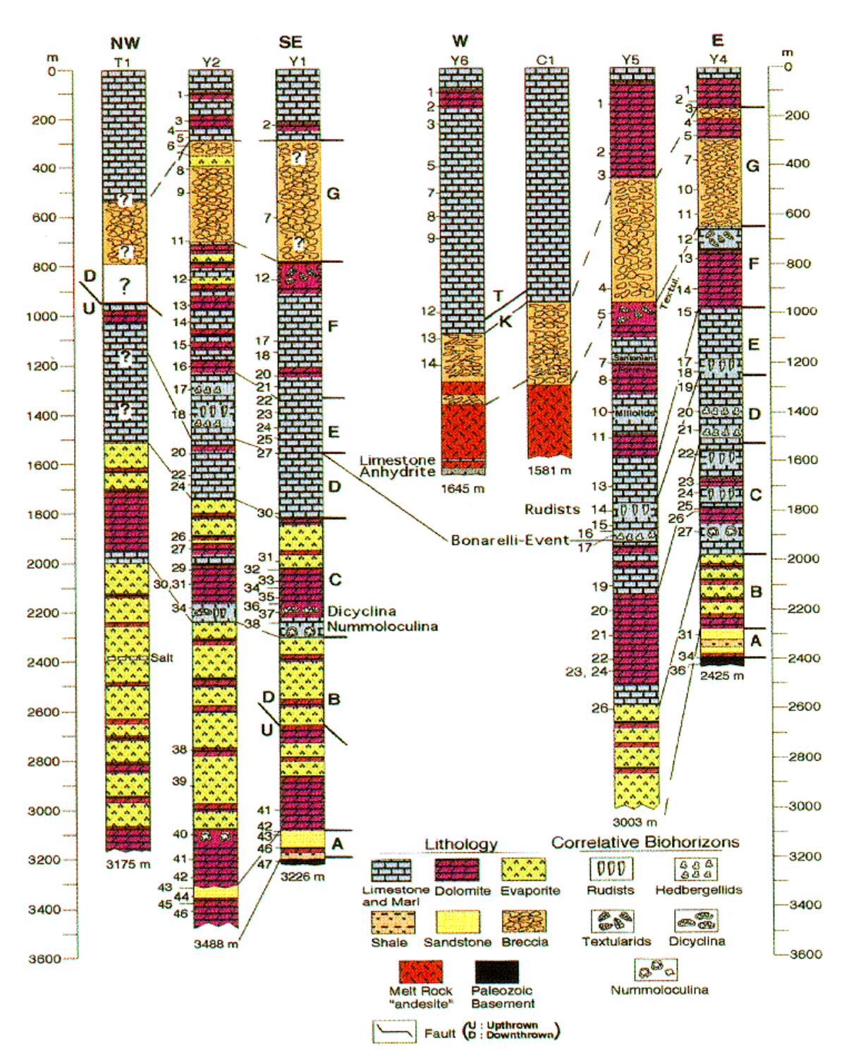NW

SE

W

E

T1

Y2

Y1

Y6

C1

Y5

Y4

m

0

200

400

600

800

1000

1200

1400

1600

1800

2000

2200

2400

2600

2800

3000

3200

3400

3600

G

F

E

D

C

B

A

T

K

D

U

Salt

Limestone Anhydrite

Bonarelli-Event

Dicyclina

Nummoloculina

Rudists

Santonian

Miliolids

Textul.

3175 m

3488 m

3226 m

1645 m

1581 m

3003 m

2425 m

Lithology

Limestone and Marl

Dolomite

Evaporite

Shale

Sandstone

Breccia

Melt Rock "andesite"

Paleozoic Basement

Fault (U : Upthrown, D : Downthrown)

Correlative Biohorizons

Rudists

Hedbergellids

Textularids

Dicyclina

Nummoloculina